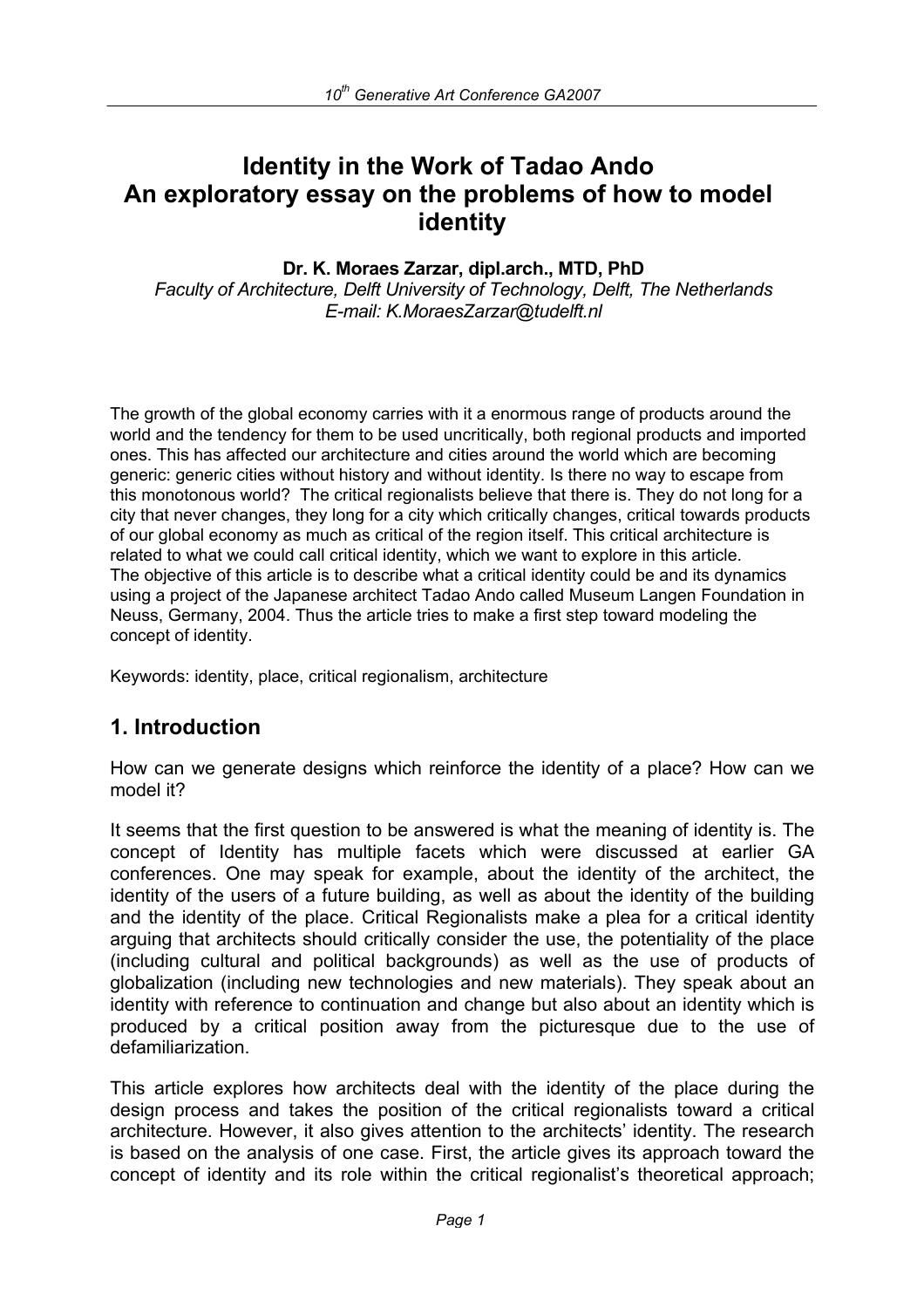# Identity in the Work of Tadao Ando
# An exploratory essay on the problems of how to model identity

**Dr. K. Moraes Zarzar, dipl.arch., MTD, PhD**

*Faculty of Architecture, Delft University of Technology, Delft, The Netherlands*
*E-mail: K.MoraesZarzar@tudelft.nl*

The growth of the global economy carries with it a enormous range of products around the world and the tendency for them to be used uncritically, both regional products and imported ones. This has affected our architecture and cities around the world which are becoming generic: generic cities without history and without identity. Is there no way to escape from this monotonous world? The critical regionalists believe that there is. They do not long for a city that never changes, they long for a city which critically changes, critical towards products of our global economy as much as critical of the region itself. This critical architecture is related to what we could call critical identity, which we want to explore in this article.
The objective of this article is to describe what a critical identity could be and its dynamics using a project of the Japanese architect Tadao Ando called Museum Langen Foundation in Neuss, Germany, 2004. Thus the article tries to make a first step toward modeling the concept of identity.

Keywords: identity, place, critical regionalism, architecture

## 1. Introduction

How can we generate designs which reinforce the identity of a place? How can we model it?

It seems that the first question to be answered is what the meaning of identity is. The concept of Identity has multiple facets which were discussed at earlier GA conferences. One may speak for example, about the identity of the architect, the identity of the users of a future building, as well as about the identity of the building and the identity of the place. Critical Regionalists make a plea for a critical identity arguing that architects should critically consider the use, the potentiality of the place (including cultural and political backgrounds) as well as the use of products of globalization (including new technologies and new materials). They speak about an identity with reference to continuation and change but also about an identity which is produced by a critical position away from the picturesque due to the use of defamiliarization.

This article explores how architects deal with the identity of the place during the design process and takes the position of the critical regionalists toward a critical architecture. However, it also gives attention to the architects' identity. The research is based on the analysis of one case. First, the article gives its approach toward the concept of identity and its role within the critical regionalist's theoretical approach;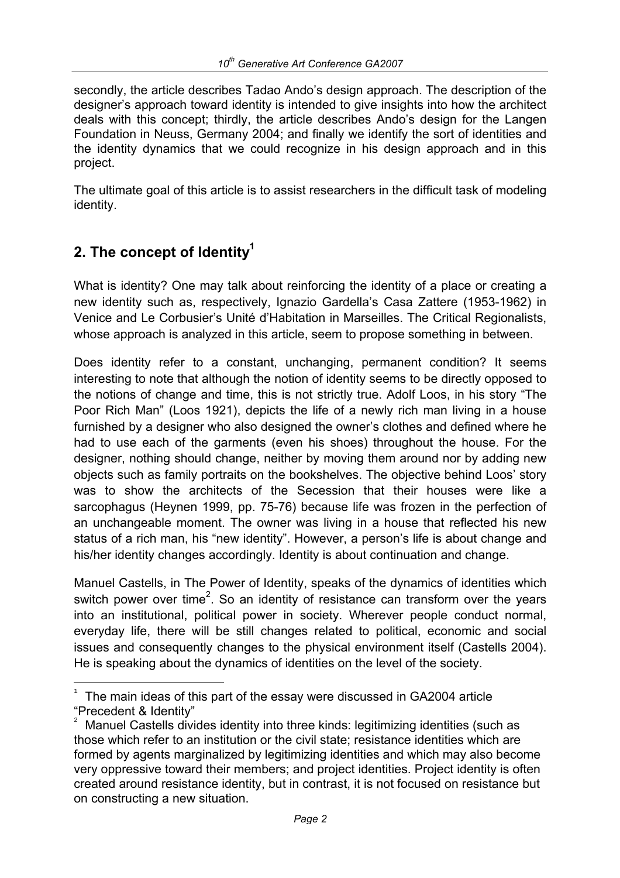secondly, the article describes Tadao Ando's design approach. The description of the designer's approach toward identity is intended to give insights into how the architect deals with this concept; thirdly, the article describes Ando's design for the Langen Foundation in Neuss, Germany 2004; and finally we identify the sort of identities and the identity dynamics that we could recognize in his design approach and in this project.

The ultimate goal of this article is to assist researchers in the difficult task of modeling identity.

## 2. The concept of Identity[1]

What is identity? One may talk about reinforcing the identity of a place or creating a new identity such as, respectively, Ignazio Gardella's Casa Zattere (1953-1962) in Venice and Le Corbusier's Unité d'Habitation in Marseilles. The Critical Regionalists, whose approach is analyzed in this article, seem to propose something in between.

Does identity refer to a constant, unchanging, permanent condition? It seems interesting to note that although the notion of identity seems to be directly opposed to the notions of change and time, this is not strictly true. Adolf Loos, in his story "The Poor Rich Man" (Loos 1921), depicts the life of a newly rich man living in a house furnished by a designer who also designed the owner's clothes and defined where he had to use each of the garments (even his shoes) throughout the house. For the designer, nothing should change, neither by moving them around nor by adding new objects such as family portraits on the bookshelves. The objective behind Loos' story was to show the architects of the Secession that their houses were like a sarcophagus (Heynen 1999, pp. 75-76) because life was frozen in the perfection of an unchangeable moment. The owner was living in a house that reflected his new status of a rich man, his "new identity". However, a person's life is about change and his/her identity changes accordingly. Identity is about continuation and change.

Manuel Castells, in The Power of Identity, speaks of the dynamics of identities which switch power over time[2]. So an identity of resistance can transform over the years into an institutional, political power in society. Wherever people conduct normal, everyday life, there will be still changes related to political, economic and social issues and consequently changes to the physical environment itself (Castells 2004). He is speaking about the dynamics of identities on the level of the society.

---

[1] The main ideas of this part of the essay were discussed in GA2004 article "Precedent & Identity"

[2] Manuel Castells divides identity into three kinds: legitimizing identities (such as those which refer to an institution or the civil state; resistance identities which are formed by agents marginalized by legitimizing identities and which may also become very oppressive toward their members; and project identities. Project identity is often created around resistance identity, but in contrast, it is not focused on resistance but on constructing a new situation.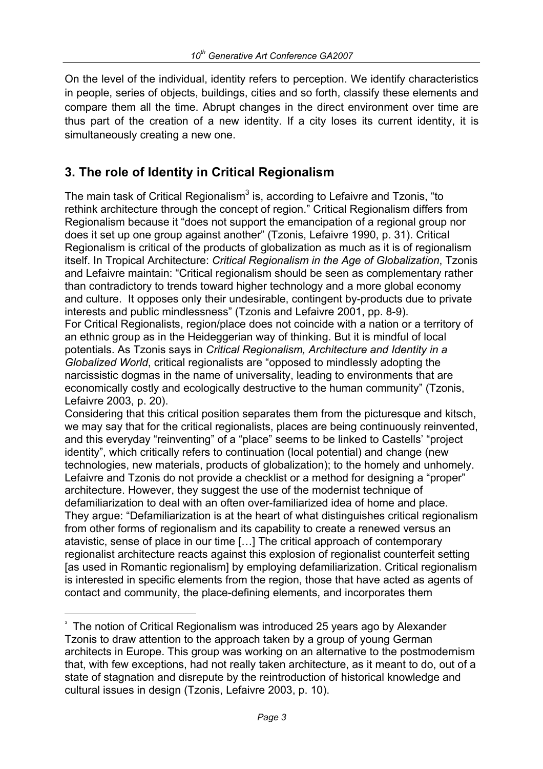On the level of the individual, identity refers to perception. We identify characteristics in people, series of objects, buildings, cities and so forth, classify these elements and compare them all the time. Abrupt changes in the direct environment over time are thus part of the creation of a new identity. If a city loses its current identity, it is simultaneously creating a new one.

## 3. The role of Identity in Critical Regionalism

The main task of Critical Regionalism[3] is, according to Lefaivre and Tzonis, "to rethink architecture through the concept of region." Critical Regionalism differs from Regionalism because it "does not support the emancipation of a regional group nor does it set up one group against another" (Tzonis, Lefaivre 1990, p. 31). Critical Regionalism is critical of the products of globalization as much as it is of regionalism itself. In Tropical Architecture: *Critical Regionalism in the Age of Globalization*, Tzonis and Lefaivre maintain: "Critical regionalism should be seen as complementary rather than contradictory to trends toward higher technology and a more global economy and culture. It opposes only their undesirable, contingent by-products due to private interests and public mindlessness" (Tzonis and Lefaivre 2001, pp. 8-9).
For Critical Regionalists, region/place does not coincide with a nation or a territory of an ethnic group as in the Heideggerian way of thinking. But it is mindful of local potentials. As Tzonis says in *Critical Regionalism, Architecture and Identity in a Globalized World*, critical regionalists are "opposed to mindlessly adopting the narcissistic dogmas in the name of universality, leading to environments that are economically costly and ecologically destructive to the human community" (Tzonis, Lefaivre 2003, p. 20).
Considering that this critical position separates them from the picturesque and kitsch, we may say that for the critical regionalists, places are being continuously reinvented, and this everyday "reinventing" of a "place" seems to be linked to Castells' "project identity", which critically refers to continuation (local potential) and change (new technologies, new materials, products of globalization); to the homely and unhomely. Lefaivre and Tzonis do not provide a checklist or a method for designing a "proper" architecture. However, they suggest the use of the modernist technique of defamiliarization to deal with an often over-familiarized idea of home and place. They argue: "Defamiliarization is at the heart of what distinguishes critical regionalism from other forms of regionalism and its capability to create a renewed versus an atavistic, sense of place in our time […] The critical approach of contemporary regionalist architecture reacts against this explosion of regionalist counterfeit setting [as used in Romantic regionalism] by employing defamiliarization. Critical regionalism is interested in specific elements from the region, those that have acted as agents of contact and community, the place-defining elements, and incorporates them

---

[3] The notion of Critical Regionalism was introduced 25 years ago by Alexander Tzonis to draw attention to the approach taken by a group of young German architects in Europe. This group was working on an alternative to the postmodernism that, with few exceptions, had not really taken architecture, as it meant to do, out of a state of stagnation and disrepute by the reintroduction of historical knowledge and cultural issues in design (Tzonis, Lefaivre 2003, p. 10).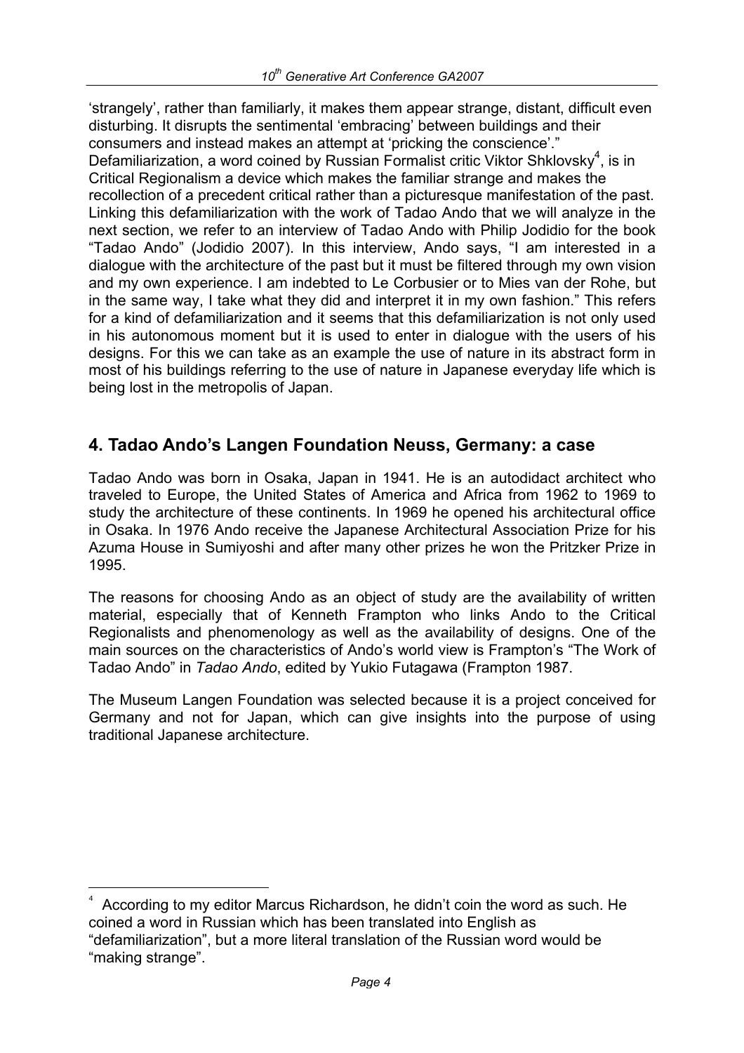'strangely', rather than familiarly, it makes them appear strange, distant, difficult even disturbing. It disrupts the sentimental 'embracing' between buildings and their consumers and instead makes an attempt at 'pricking the conscience'."
Defamiliarization, a word coined by Russian Formalist critic Viktor Shklovsky[4], is in Critical Regionalism a device which makes the familiar strange and makes the recollection of a precedent critical rather than a picturesque manifestation of the past. Linking this defamiliarization with the work of Tadao Ando that we will analyze in the next section, we refer to an interview of Tadao Ando with Philip Jodidio for the book "Tadao Ando" (Jodidio 2007). In this interview, Ando says, "I am interested in a dialogue with the architecture of the past but it must be filtered through my own vision and my own experience. I am indebted to Le Corbusier or to Mies van der Rohe, but in the same way, I take what they did and interpret it in my own fashion." This refers for a kind of defamiliarization and it seems that this defamiliarization is not only used in his autonomous moment but it is used to enter in dialogue with the users of his designs. For this we can take as an example the use of nature in its abstract form in most of his buildings referring to the use of nature in Japanese everyday life which is being lost in the metropolis of Japan.

## 4. Tadao Ando's Langen Foundation Neuss, Germany: a case

Tadao Ando was born in Osaka, Japan in 1941. He is an autodidact architect who traveled to Europe, the United States of America and Africa from 1962 to 1969 to study the architecture of these continents. In 1969 he opened his architectural office in Osaka. In 1976 Ando receive the Japanese Architectural Association Prize for his Azuma House in Sumiyoshi and after many other prizes he won the Pritzker Prize in 1995.

The reasons for choosing Ando as an object of study are the availability of written material, especially that of Kenneth Frampton who links Ando to the Critical Regionalists and phenomenology as well as the availability of designs. One of the main sources on the characteristics of Ando's world view is Frampton's "The Work of Tadao Ando" in *Tadao Ando*, edited by Yukio Futagawa (Frampton 1987.

The Museum Langen Foundation was selected because it is a project conceived for Germany and not for Japan, which can give insights into the purpose of using traditional Japanese architecture.

---

[4] According to my editor Marcus Richardson, he didn't coin the word as such. He coined a word in Russian which has been translated into English as "defamiliarization", but a more literal translation of the Russian word would be "making strange".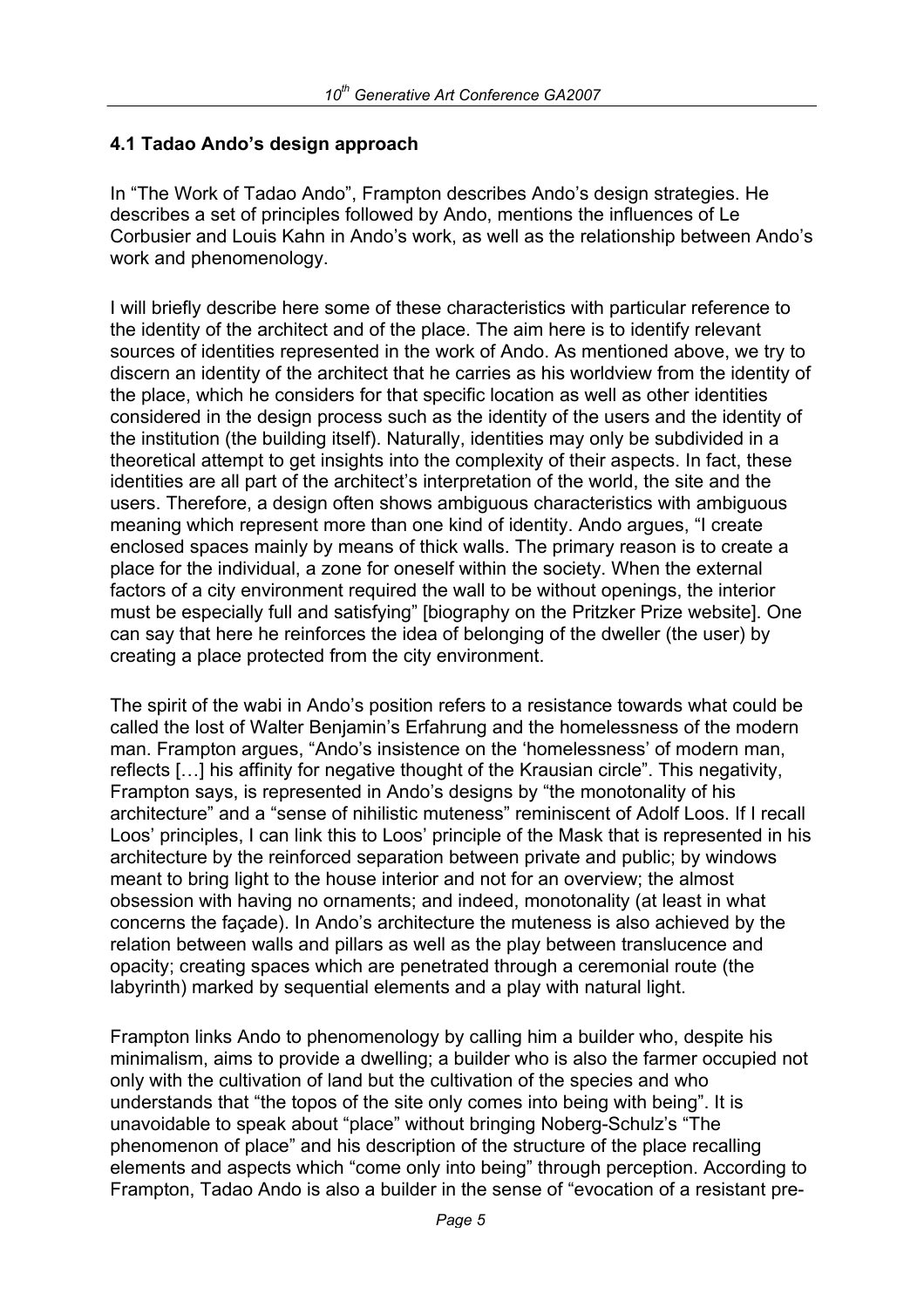### 4.1 Tadao Ando's design approach

In "The Work of Tadao Ando", Frampton describes Ando's design strategies. He describes a set of principles followed by Ando, mentions the influences of Le Corbusier and Louis Kahn in Ando's work, as well as the relationship between Ando's work and phenomenology.

I will briefly describe here some of these characteristics with particular reference to the identity of the architect and of the place. The aim here is to identify relevant sources of identities represented in the work of Ando. As mentioned above, we try to discern an identity of the architect that he carries as his worldview from the identity of the place, which he considers for that specific location as well as other identities considered in the design process such as the identity of the users and the identity of the institution (the building itself). Naturally, identities may only be subdivided in a theoretical attempt to get insights into the complexity of their aspects. In fact, these identities are all part of the architect's interpretation of the world, the site and the users. Therefore, a design often shows ambiguous characteristics with ambiguous meaning which represent more than one kind of identity. Ando argues, "I create enclosed spaces mainly by means of thick walls. The primary reason is to create a place for the individual, a zone for oneself within the society. When the external factors of a city environment required the wall to be without openings, the interior must be especially full and satisfying" [biography on the Pritzker Prize website]. One can say that here he reinforces the idea of belonging of the dweller (the user) by creating a place protected from the city environment.

The spirit of the wabi in Ando's position refers to a resistance towards what could be called the lost of Walter Benjamin's Erfahrung and the homelessness of the modern man. Frampton argues, "Ando's insistence on the 'homelessness' of modern man, reflects […] his affinity for negative thought of the Krausian circle". This negativity, Frampton says, is represented in Ando's designs by "the monotonality of his architecture" and a "sense of nihilistic muteness" reminiscent of Adolf Loos. If I recall Loos' principles, I can link this to Loos' principle of the Mask that is represented in his architecture by the reinforced separation between private and public; by windows meant to bring light to the house interior and not for an overview; the almost obsession with having no ornaments; and indeed, monotonality (at least in what concerns the façade). In Ando's architecture the muteness is also achieved by the relation between walls and pillars as well as the play between translucence and opacity; creating spaces which are penetrated through a ceremonial route (the labyrinth) marked by sequential elements and a play with natural light.

Frampton links Ando to phenomenology by calling him a builder who, despite his minimalism, aims to provide a dwelling; a builder who is also the farmer occupied not only with the cultivation of land but the cultivation of the species and who understands that "the topos of the site only comes into being with being". It is unavoidable to speak about "place" without bringing Noberg-Schulz's "The phenomenon of place" and his description of the structure of the place recalling elements and aspects which "come only into being" through perception. According to Frampton, Tadao Ando is also a builder in the sense of "evocation of a resistant pre-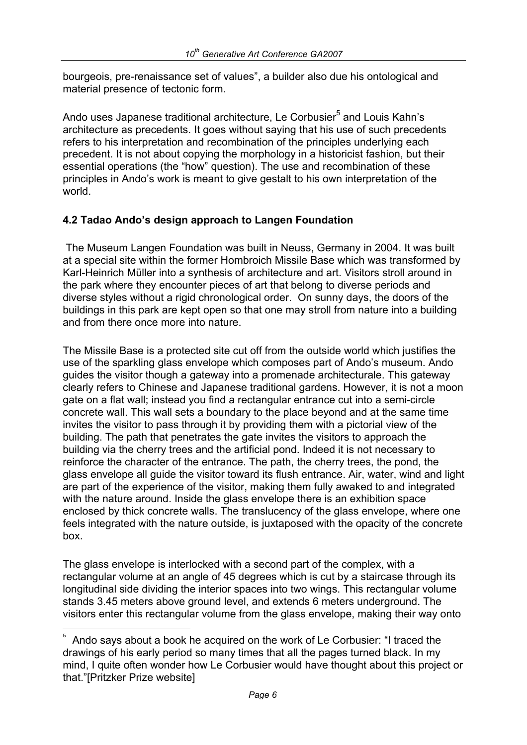bourgeois, pre-renaissance set of values", a builder also due his ontological and material presence of tectonic form.

Ando uses Japanese traditional architecture, Le Corbusier[5] and Louis Kahn's architecture as precedents. It goes without saying that his use of such precedents refers to his interpretation and recombination of the principles underlying each precedent. It is not about copying the morphology in a historicist fashion, but their essential operations (the "how" question). The use and recombination of these principles in Ando's work is meant to give gestalt to his own interpretation of the world.

### 4.2 Tadao Ando's design approach to Langen Foundation

The Museum Langen Foundation was built in Neuss, Germany in 2004. It was built at a special site within the former Hombroich Missile Base which was transformed by Karl-Heinrich Müller into a synthesis of architecture and art. Visitors stroll around in the park where they encounter pieces of art that belong to diverse periods and diverse styles without a rigid chronological order. On sunny days, the doors of the buildings in this park are kept open so that one may stroll from nature into a building and from there once more into nature.

The Missile Base is a protected site cut off from the outside world which justifies the use of the sparkling glass envelope which composes part of Ando's museum. Ando guides the visitor though a gateway into a promenade architecturale. This gateway clearly refers to Chinese and Japanese traditional gardens. However, it is not a moon gate on a flat wall; instead you find a rectangular entrance cut into a semi-circle concrete wall. This wall sets a boundary to the place beyond and at the same time invites the visitor to pass through it by providing them with a pictorial view of the building. The path that penetrates the gate invites the visitors to approach the building via the cherry trees and the artificial pond. Indeed it is not necessary to reinforce the character of the entrance. The path, the cherry trees, the pond, the glass envelope all guide the visitor toward its flush entrance. Air, water, wind and light are part of the experience of the visitor, making them fully awaked to and integrated with the nature around. Inside the glass envelope there is an exhibition space enclosed by thick concrete walls. The translucency of the glass envelope, where one feels integrated with the nature outside, is juxtaposed with the opacity of the concrete box.

The glass envelope is interlocked with a second part of the complex, with a rectangular volume at an angle of 45 degrees which is cut by a staircase through its longitudinal side dividing the interior spaces into two wings. This rectangular volume stands 3.45 meters above ground level, and extends 6 meters underground. The visitors enter this rectangular volume from the glass envelope, making their way onto

---

[5] Ando says about a book he acquired on the work of Le Corbusier: "I traced the drawings of his early period so many times that all the pages turned black. In my mind, I quite often wonder how Le Corbusier would have thought about this project or that."[Pritzker Prize website]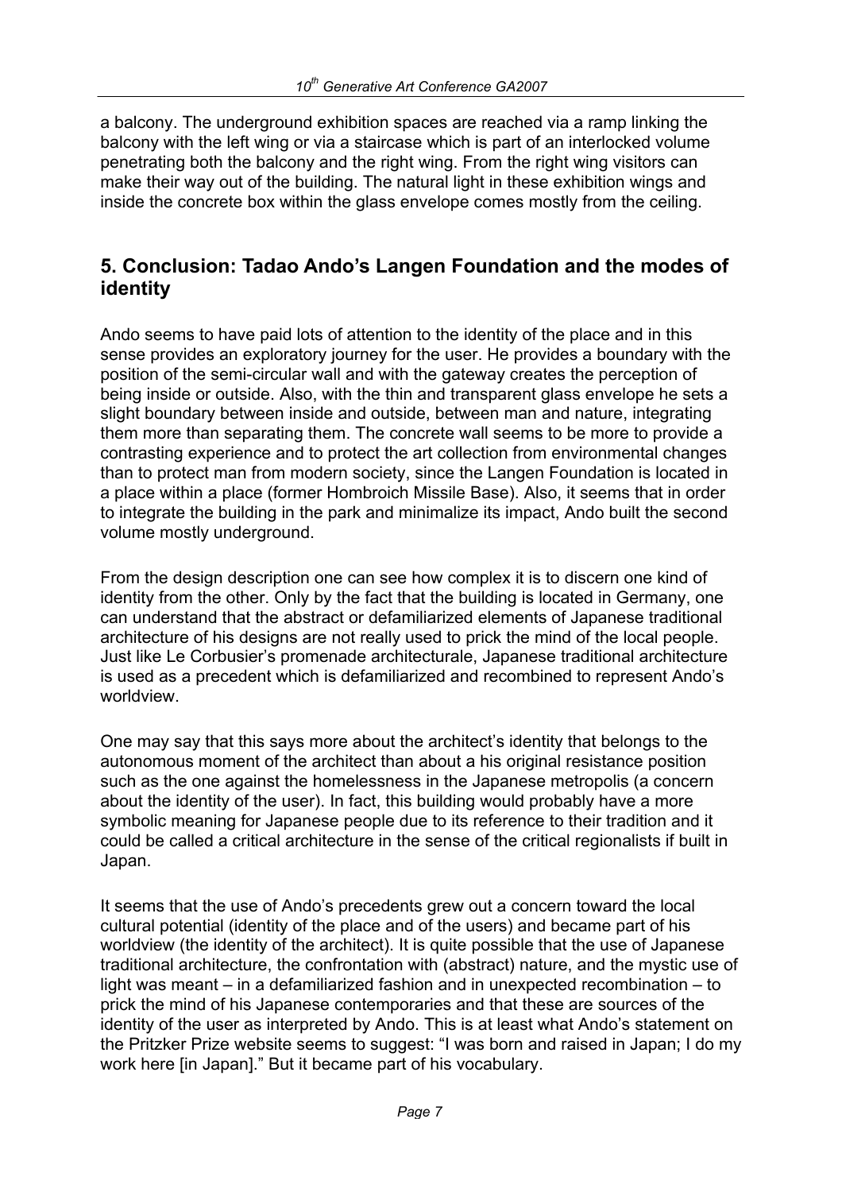a balcony. The underground exhibition spaces are reached via a ramp linking the balcony with the left wing or via a staircase which is part of an interlocked volume penetrating both the balcony and the right wing. From the right wing visitors can make their way out of the building. The natural light in these exhibition wings and inside the concrete box within the glass envelope comes mostly from the ceiling.

## 5. Conclusion: Tadao Ando's Langen Foundation and the modes of identity

Ando seems to have paid lots of attention to the identity of the place and in this sense provides an exploratory journey for the user. He provides a boundary with the position of the semi-circular wall and with the gateway creates the perception of being inside or outside. Also, with the thin and transparent glass envelope he sets a slight boundary between inside and outside, between man and nature, integrating them more than separating them. The concrete wall seems to be more to provide a contrasting experience and to protect the art collection from environmental changes than to protect man from modern society, since the Langen Foundation is located in a place within a place (former Hombroich Missile Base). Also, it seems that in order to integrate the building in the park and minimalize its impact, Ando built the second volume mostly underground.

From the design description one can see how complex it is to discern one kind of identity from the other. Only by the fact that the building is located in Germany, one can understand that the abstract or defamiliarized elements of Japanese traditional architecture of his designs are not really used to prick the mind of the local people. Just like Le Corbusier's promenade architecturale, Japanese traditional architecture is used as a precedent which is defamiliarized and recombined to represent Ando's worldview.

One may say that this says more about the architect's identity that belongs to the autonomous moment of the architect than about a his original resistance position such as the one against the homelessness in the Japanese metropolis (a concern about the identity of the user). In fact, this building would probably have a more symbolic meaning for Japanese people due to its reference to their tradition and it could be called a critical architecture in the sense of the critical regionalists if built in Japan.

It seems that the use of Ando's precedents grew out a concern toward the local cultural potential (identity of the place and of the users) and became part of his worldview (the identity of the architect). It is quite possible that the use of Japanese traditional architecture, the confrontation with (abstract) nature, and the mystic use of light was meant – in a defamiliarized fashion and in unexpected recombination – to prick the mind of his Japanese contemporaries and that these are sources of the identity of the user as interpreted by Ando. This is at least what Ando's statement on the Pritzker Prize website seems to suggest: "I was born and raised in Japan; I do my work here [in Japan]." But it became part of his vocabulary.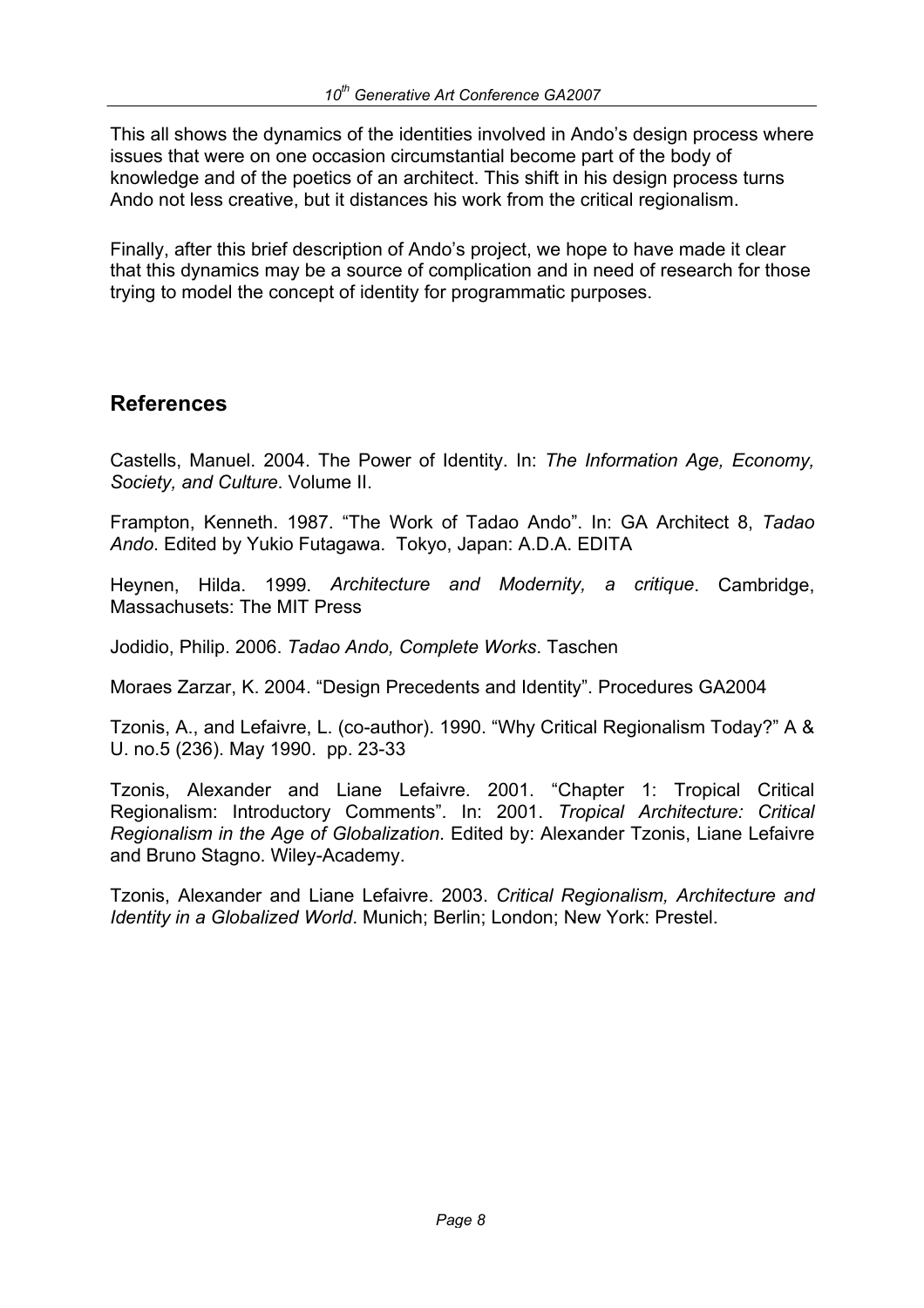This all shows the dynamics of the identities involved in Ando's design process where issues that were on one occasion circumstantial become part of the body of knowledge and of the poetics of an architect. This shift in his design process turns Ando not less creative, but it distances his work from the critical regionalism.

Finally, after this brief description of Ando's project, we hope to have made it clear that this dynamics may be a source of complication and in need of research for those trying to model the concept of identity for programmatic purposes.

## References

Castells, Manuel. 2004. The Power of Identity. In: *The Information Age, Economy, Society, and Culture*. Volume II.

Frampton, Kenneth. 1987. "The Work of Tadao Ando". In: GA Architect 8, *Tadao Ando*. Edited by Yukio Futagawa. Tokyo, Japan: A.D.A. EDITA

Heynen, Hilda. 1999. *Architecture and Modernity, a critique*. Cambridge, Massachusets: The MIT Press

Jodidio, Philip. 2006. *Tadao Ando, Complete Works*. Taschen

Moraes Zarzar, K. 2004. "Design Precedents and Identity". Procedures GA2004

Tzonis, A., and Lefaivre, L. (co-author). 1990. "Why Critical Regionalism Today?" A & U. no.5 (236). May 1990. pp. 23-33

Tzonis, Alexander and Liane Lefaivre. 2001. "Chapter 1: Tropical Critical Regionalism: Introductory Comments". In: 2001. *Tropical Architecture: Critical Regionalism in the Age of Globalization*. Edited by: Alexander Tzonis, Liane Lefaivre and Bruno Stagno. Wiley-Academy.

Tzonis, Alexander and Liane Lefaivre. 2003. *Critical Regionalism, Architecture and Identity in a Globalized World*. Munich; Berlin; London; New York: Prestel.